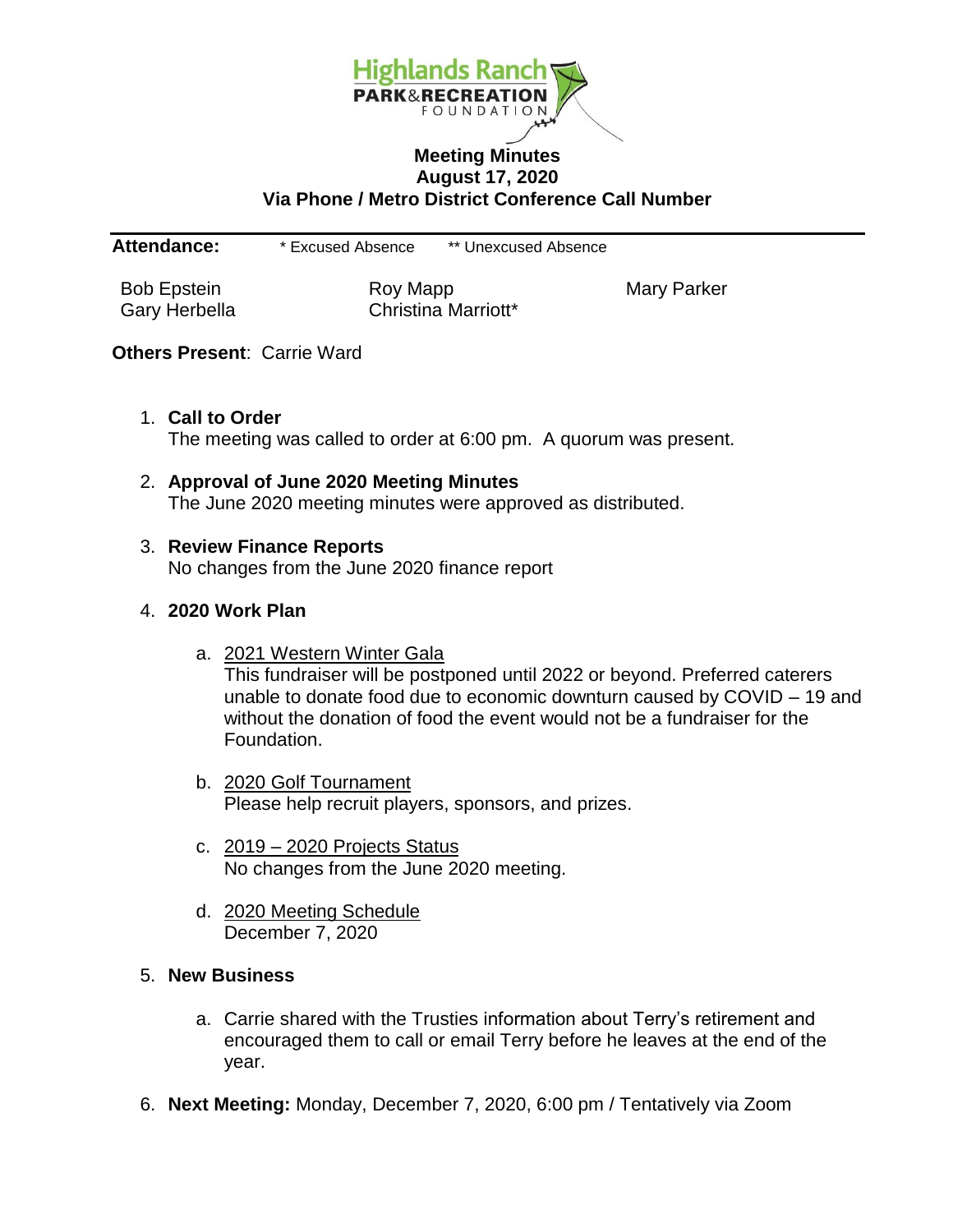**Highlands Ranch PARK & RECREATION FOUNDATION**

# Meeting Minutes
## August 17, 2020
## Via Phone / Metro District Conference Call Number

**Attendance:** * Excused Absence ** Unexcused Absence

| | | |
|---|---|---|
| Bob Epstein | Roy Mapp | Mary Parker |
| Gary Herbella | Christina Marriott* | |

**Others Present**: Carrie Ward

1. **Call to Order**
   The meeting was called to order at 6:00 pm. A quorum was present.

2. **Approval of June 2020 Meeting Minutes**
   The June 2020 meeting minutes were approved as distributed.

3. **Review Finance Reports**
   No changes from the June 2020 finance report

4. **2020 Work Plan**

   a. 2021 Western Winter Gala
      This fundraiser will be postponed until 2022 or beyond. Preferred caterers unable to donate food due to economic downturn caused by COVID – 19 and without the donation of food the event would not be a fundraiser for the Foundation.

   b. 2020 Golf Tournament
      Please help recruit players, sponsors, and prizes.

   c. 2019 – 2020 Projects Status
      No changes from the June 2020 meeting.

   d. 2020 Meeting Schedule
      December 7, 2020

5. **New Business**

   a. Carrie shared with the Trusties information about Terry's retirement and encouraged them to call or email Terry before he leaves at the end of the year.

6. **Next Meeting:** Monday, December 7, 2020, 6:00 pm / Tentatively via Zoom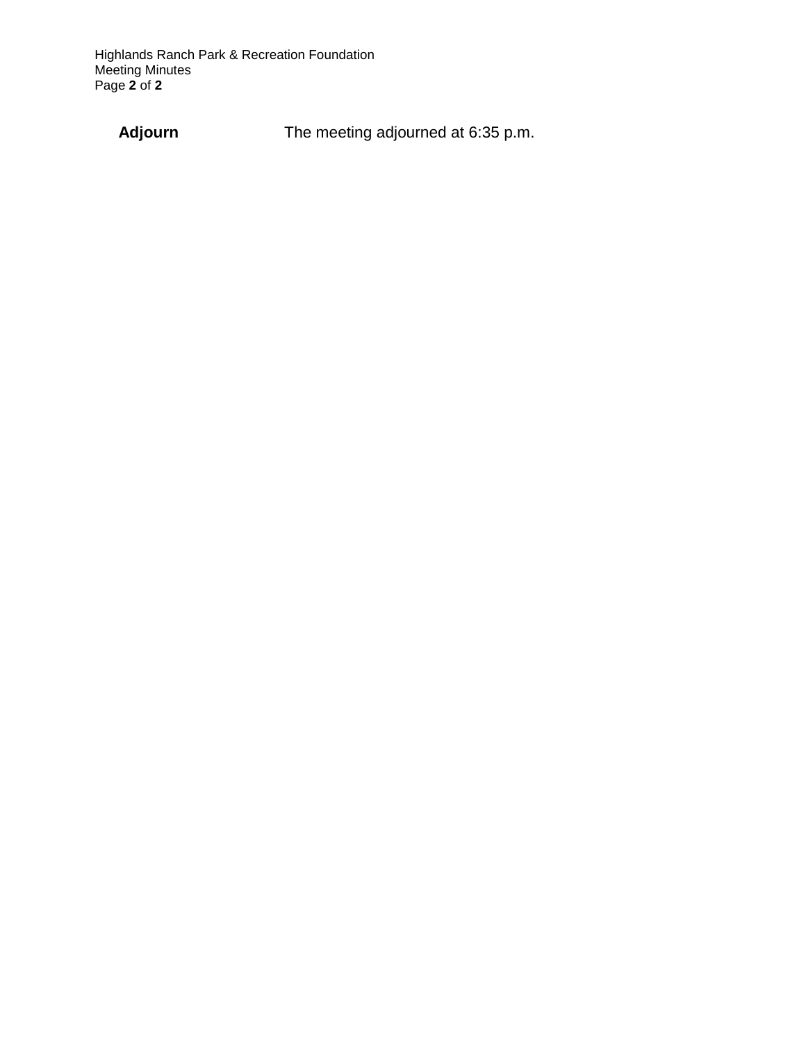**Adjourn** The meeting adjourned at 6:35 p.m.